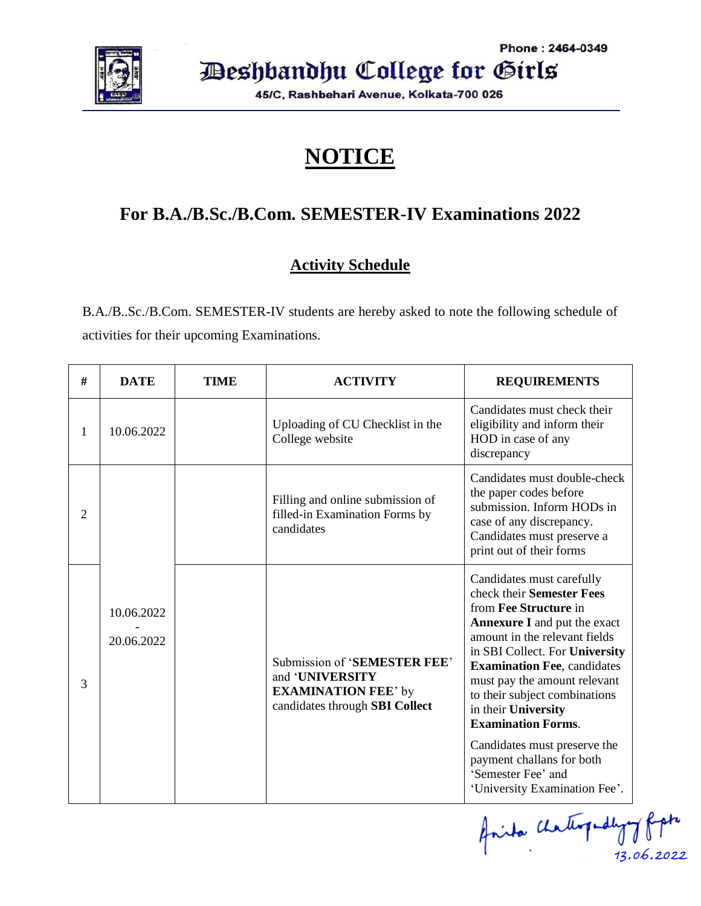Phone : 2464-0349

# Deshbandhu College for Girls

45/C, Rashbehari Avenue, Kolkata-700 026

# NOTICE

## For B.A./B.Sc./B.Com. SEMESTER-IV Examinations 2022

### Activity Schedule

B.A./B..Sc./B.Com. SEMESTER-IV students are hereby asked to note the following schedule of activities for their upcoming Examinations.

| # | DATE | TIME | ACTIVITY | REQUIREMENTS |
|---|---|---|---|---|
| 1 | 10.06.2022 | | Uploading of CU Checklist in the College website | Candidates must check their eligibility and inform their HOD in case of any discrepancy |
| 2 | 10.06.2022 - 20.06.2022 | | Filling and online submission of filled-in Examination Forms by candidates | Candidates must double-check the paper codes before submission. Inform HODs in case of any discrepancy. Candidates must preserve a print out of their forms |
| 3 | | | Submission of '**SEMESTER FEE**' and '**UNIVERSITY EXAMINATION FEE**' by candidates through **SBI Collect** | Candidates must carefully check their **Semester Fees** from **Fee Structure** in **Annexure I** and put the exact amount in the relevant fields in SBI Collect. For **University Examination Fee**, candidates must pay the amount relevant to their subject combinations in their **University Examination Forms**. Candidates must preserve the payment challans for both 'Semester Fee' and 'University Examination Fee'. |

Anita Chattopadhyay Gupta
13.06.2022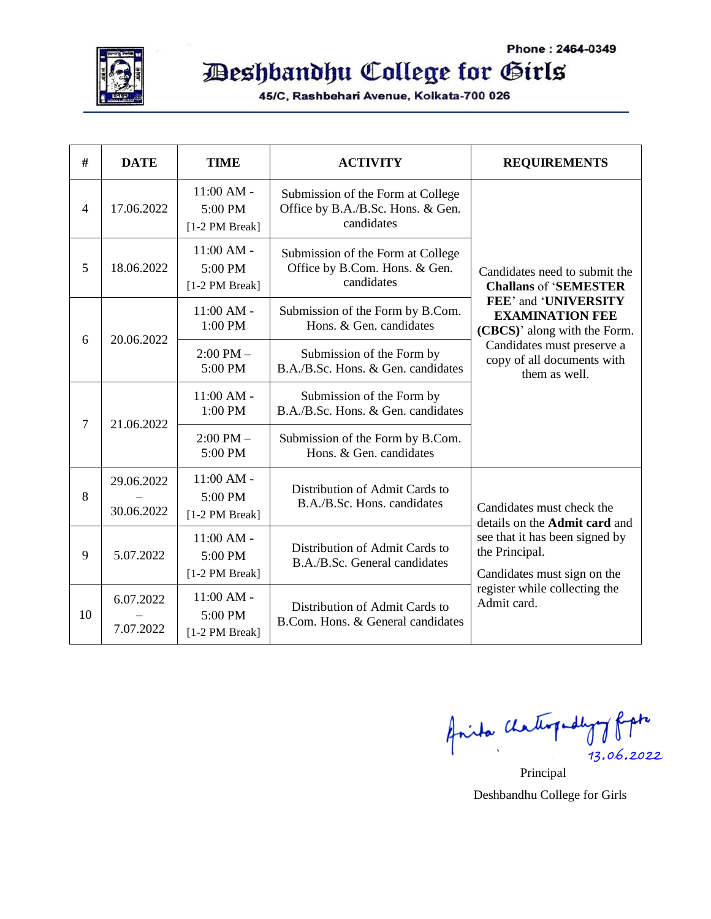Phone : 2464-0349

# Deshbandhu College for Girls

45/C, Rashbehari Avenue, Kolkata-700 026

| # | DATE | TIME | ACTIVITY | REQUIREMENTS |
|---|---|---|---|---|
| 4 | 17.06.2022 | 11:00 AM - 5:00 PM [1-2 PM Break] | Submission of the Form at College Office by B.A./B.Sc. Hons. & Gen. candidates | Candidates need to submit the **Challans** of '**SEMESTER FEE**' and '**UNIVERSITY EXAMINATION FEE (CBCS)**' along with the Form. Candidates must preserve a copy of all documents with them as well. |
| 5 | 18.06.2022 | 11:00 AM - 5:00 PM [1-2 PM Break] | Submission of the Form at College Office by B.Com. Hons. & Gen. candidates | |
| 6 | 20.06.2022 | 11:00 AM - 1:00 PM | Submission of the Form by B.Com. Hons. & Gen. candidates | |
| | | 2:00 PM – 5:00 PM | Submission of the Form by B.A./B.Sc. Hons. & Gen. candidates | |
| 7 | 21.06.2022 | 11:00 AM - 1:00 PM | Submission of the Form by B.A./B.Sc. Hons. & Gen. candidates | |
| | | 2:00 PM – 5:00 PM | Submission of the Form by B.Com. Hons. & Gen. candidates | |
| 8 | 29.06.2022 – 30.06.2022 | 11:00 AM - 5:00 PM [1-2 PM Break] | Distribution of Admit Cards to B.A./B.Sc. Hons. candidates | Candidates must check the details on the **Admit card** and see that it has been signed by the Principal. Candidates must sign on the register while collecting the Admit card. |
| 9 | 5.07.2022 | 11:00 AM - 5:00 PM [1-2 PM Break] | Distribution of Admit Cards to B.A./B.Sc. General candidates | |
| 10 | 6.07.2022 – 7.07.2022 | 11:00 AM - 5:00 PM [1-2 PM Break] | Distribution of Admit Cards to B.Com. Hons. & General candidates | |

Anita Chattopadhyay Gupta
13.06.2022

Principal
Deshbandhu College for Girls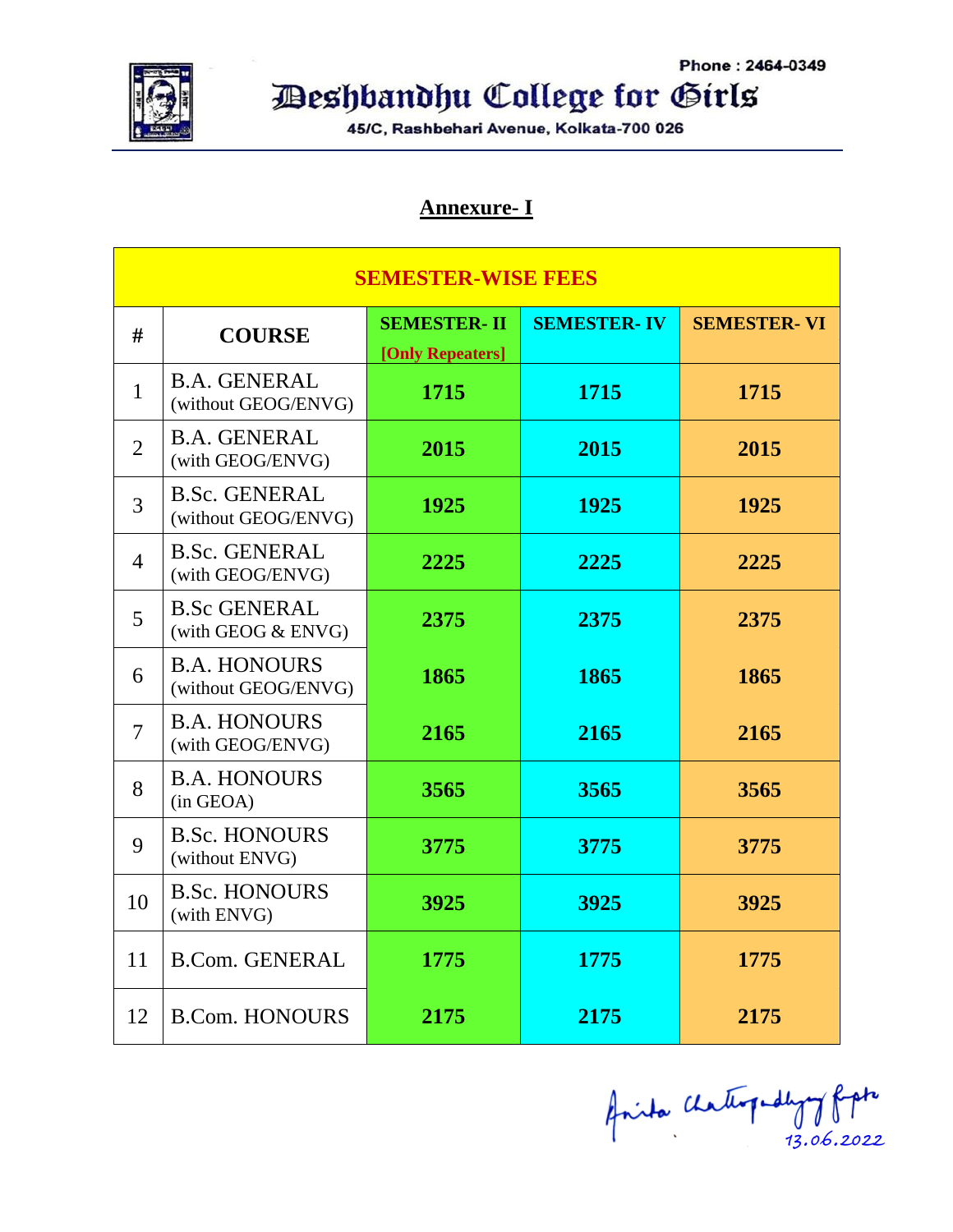Phone : 2464-0349

# Deshbandhu College for Girls

45/C, Rashbehari Avenue, Kolkata-700 026

## Annexure- I

| SEMESTER-WISE FEES | | | | |
|---|---|---|---|---|
| # | COURSE | SEMESTER- II [Only Repeaters] | SEMESTER- IV | SEMESTER- VI |
| 1 | B.A. GENERAL (without GEOG/ENVG) | 1715 | 1715 | 1715 |
| 2 | B.A. GENERAL (with GEOG/ENVG) | 2015 | 2015 | 2015 |
| 3 | B.Sc. GENERAL (without GEOG/ENVG) | 1925 | 1925 | 1925 |
| 4 | B.Sc. GENERAL (with GEOG/ENVG) | 2225 | 2225 | 2225 |
| 5 | B.Sc GENERAL (with GEOG & ENVG) | 2375 | 2375 | 2375 |
| 6 | B.A. HONOURS (without GEOG/ENVG) | 1865 | 1865 | 1865 |
| 7 | B.A. HONOURS (with GEOG/ENVG) | 2165 | 2165 | 2165 |
| 8 | B.A. HONOURS (in GEOA) | 3565 | 3565 | 3565 |
| 9 | B.Sc. HONOURS (without ENVG) | 3775 | 3775 | 3775 |
| 10 | B.Sc. HONOURS (with ENVG) | 3925 | 3925 | 3925 |
| 11 | B.Com. GENERAL | 1775 | 1775 | 1775 |
| 12 | B.Com. HONOURS | 2175 | 2175 | 2175 |

Anita Chattopadhyay Gupta
13.06.2022